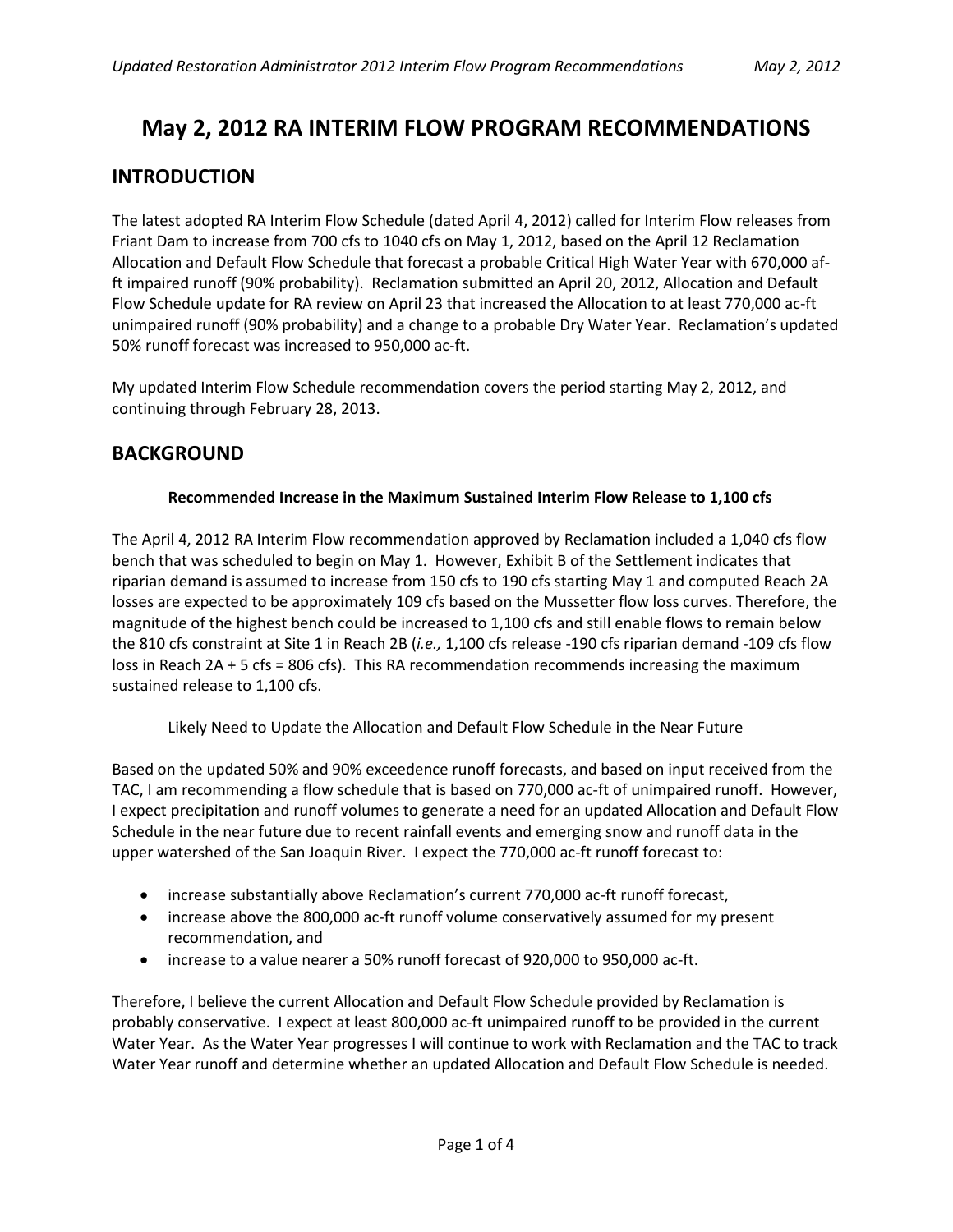# May 2, 2012 RA INTERIM FLOW PROGRAM RECOMMENDATIONS

## INTRODUCTION

The latest adopted RA Interim Flow Schedule (dated April 4, 2012) called for Interim Flow releases from Friant Dam to increase from 700 cfs to 1040 cfs on May 1, 2012, based on the April 12 Reclamation Allocation and Default Flow Schedule that forecast a probable Critical High Water Year with 670,000 af-ft impaired runoff (90% probability). Reclamation submitted an April 20, 2012, Allocation and Default Flow Schedule update for RA review on April 23 that increased the Allocation to at least 770,000 ac-ft unimpaired runoff (90% probability) and a change to a probable Dry Water Year. Reclamation's updated 50% runoff forecast was increased to 950,000 ac-ft.

My updated Interim Flow Schedule recommendation covers the period starting May 2, 2012, and continuing through February 28, 2013.

## BACKGROUND

**Recommended Increase in the Maximum Sustained Interim Flow Release to 1,100 cfs**

The April 4, 2012 RA Interim Flow recommendation approved by Reclamation included a 1,040 cfs flow bench that was scheduled to begin on May 1. However, Exhibit B of the Settlement indicates that riparian demand is assumed to increase from 150 cfs to 190 cfs starting May 1 and computed Reach 2A losses are expected to be approximately 109 cfs based on the Mussetter flow loss curves. Therefore, the magnitude of the highest bench could be increased to 1,100 cfs and still enable flows to remain below the 810 cfs constraint at Site 1 in Reach 2B (*i.e.,* 1,100 cfs release -190 cfs riparian demand -109 cfs flow loss in Reach 2A + 5 cfs = 806 cfs). This RA recommendation recommends increasing the maximum sustained release to 1,100 cfs.

Likely Need to Update the Allocation and Default Flow Schedule in the Near Future

Based on the updated 50% and 90% exceedence runoff forecasts, and based on input received from the TAC, I am recommending a flow schedule that is based on 770,000 ac-ft of unimpaired runoff. However, I expect precipitation and runoff volumes to generate a need for an updated Allocation and Default Flow Schedule in the near future due to recent rainfall events and emerging snow and runoff data in the upper watershed of the San Joaquin River. I expect the 770,000 ac-ft runoff forecast to:

- increase substantially above Reclamation's current 770,000 ac-ft runoff forecast,
- increase above the 800,000 ac-ft runoff volume conservatively assumed for my present recommendation, and
- increase to a value nearer a 50% runoff forecast of 920,000 to 950,000 ac-ft.

Therefore, I believe the current Allocation and Default Flow Schedule provided by Reclamation is probably conservative. I expect at least 800,000 ac-ft unimpaired runoff to be provided in the current Water Year. As the Water Year progresses I will continue to work with Reclamation and the TAC to track Water Year runoff and determine whether an updated Allocation and Default Flow Schedule is needed.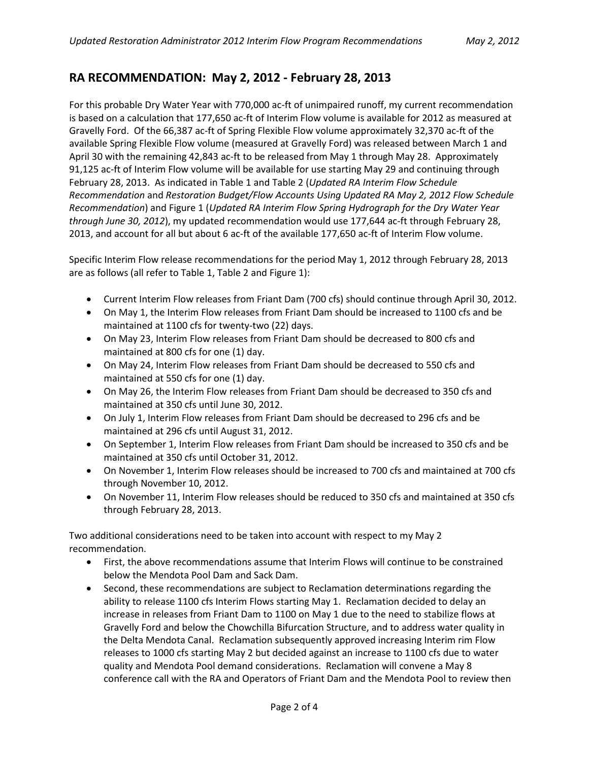## RA RECOMMENDATION: May 2, 2012 - February 28, 2013

For this probable Dry Water Year with 770,000 ac-ft of unimpaired runoff, my current recommendation is based on a calculation that 177,650 ac-ft of Interim Flow volume is available for 2012 as measured at Gravelly Ford. Of the 66,387 ac-ft of Spring Flexible Flow volume approximately 32,370 ac-ft of the available Spring Flexible Flow volume (measured at Gravelly Ford) was released between March 1 and April 30 with the remaining 42,843 ac-ft to be released from May 1 through May 28. Approximately 91,125 ac-ft of Interim Flow volume will be available for use starting May 29 and continuing through February 28, 2013. As indicated in Table 1 and Table 2 (*Updated RA Interim Flow Schedule Recommendation* and *Restoration Budget/Flow Accounts Using Updated RA May 2, 2012 Flow Schedule Recommendation*) and Figure 1 (*Updated RA Interim Flow Spring Hydrograph for the Dry Water Year through June 30, 2012*), my updated recommendation would use 177,644 ac-ft through February 28, 2013, and account for all but about 6 ac-ft of the available 177,650 ac-ft of Interim Flow volume.

Specific Interim Flow release recommendations for the period May 1, 2012 through February 28, 2013 are as follows (all refer to Table 1, Table 2 and Figure 1):

- Current Interim Flow releases from Friant Dam (700 cfs) should continue through April 30, 2012.
- On May 1, the Interim Flow releases from Friant Dam should be increased to 1100 cfs and be maintained at 1100 cfs for twenty-two (22) days.
- On May 23, Interim Flow releases from Friant Dam should be decreased to 800 cfs and maintained at 800 cfs for one (1) day.
- On May 24, Interim Flow releases from Friant Dam should be decreased to 550 cfs and maintained at 550 cfs for one (1) day.
- On May 26, the Interim Flow releases from Friant Dam should be decreased to 350 cfs and maintained at 350 cfs until June 30, 2012.
- On July 1, Interim Flow releases from Friant Dam should be decreased to 296 cfs and be maintained at 296 cfs until August 31, 2012.
- On September 1, Interim Flow releases from Friant Dam should be increased to 350 cfs and be maintained at 350 cfs until October 31, 2012.
- On November 1, Interim Flow releases should be increased to 700 cfs and maintained at 700 cfs through November 10, 2012.
- On November 11, Interim Flow releases should be reduced to 350 cfs and maintained at 350 cfs through February 28, 2013.

Two additional considerations need to be taken into account with respect to my May 2 recommendation.

- First, the above recommendations assume that Interim Flows will continue to be constrained below the Mendota Pool Dam and Sack Dam.
- Second, these recommendations are subject to Reclamation determinations regarding the ability to release 1100 cfs Interim Flows starting May 1. Reclamation decided to delay an increase in releases from Friant Dam to 1100 on May 1 due to the need to stabilize flows at Gravelly Ford and below the Chowchilla Bifurcation Structure, and to address water quality in the Delta Mendota Canal. Reclamation subsequently approved increasing Interim rim Flow releases to 1000 cfs starting May 2 but decided against an increase to 1100 cfs due to water quality and Mendota Pool demand considerations. Reclamation will convene a May 8 conference call with the RA and Operators of Friant Dam and the Mendota Pool to review then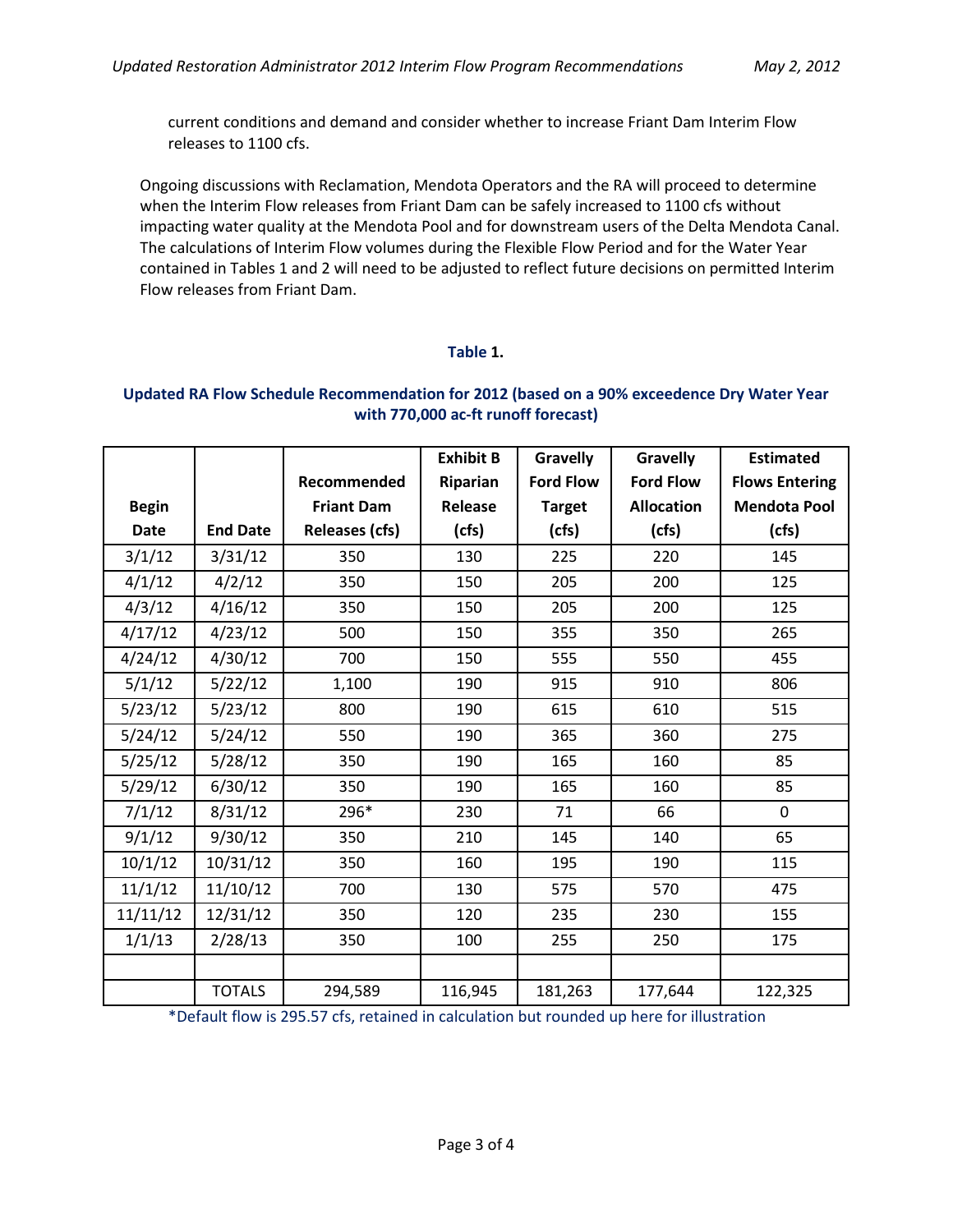current conditions and demand and consider whether to increase Friant Dam Interim Flow releases to 1100 cfs.

Ongoing discussions with Reclamation, Mendota Operators and the RA will proceed to determine when the Interim Flow releases from Friant Dam can be safely increased to 1100 cfs without impacting water quality at the Mendota Pool and for downstream users of the Delta Mendota Canal. The calculations of Interim Flow volumes during the Flexible Flow Period and for the Water Year contained in Tables 1 and 2 will need to be adjusted to reflect future decisions on permitted Interim Flow releases from Friant Dam.

**Table 1.**

**Updated RA Flow Schedule Recommendation for 2012 (based on a 90% exceedence Dry Water Year with 770,000 ac-ft runoff forecast)**

| Begin Date | End Date | Recommended Friant Dam Releases (cfs) | Exhibit B Riparian Release (cfs) | Gravelly Ford Flow Target (cfs) | Gravelly Ford Flow Allocation (cfs) | Estimated Flows Entering Mendota Pool (cfs) |
|---|---|---|---|---|---|---|
| 3/1/12 | 3/31/12 | 350 | 130 | 225 | 220 | 145 |
| 4/1/12 | 4/2/12 | 350 | 150 | 205 | 200 | 125 |
| 4/3/12 | 4/16/12 | 350 | 150 | 205 | 200 | 125 |
| 4/17/12 | 4/23/12 | 500 | 150 | 355 | 350 | 265 |
| 4/24/12 | 4/30/12 | 700 | 150 | 555 | 550 | 455 |
| 5/1/12 | 5/22/12 | 1,100 | 190 | 915 | 910 | 806 |
| 5/23/12 | 5/23/12 | 800 | 190 | 615 | 610 | 515 |
| 5/24/12 | 5/24/12 | 550 | 190 | 365 | 360 | 275 |
| 5/25/12 | 5/28/12 | 350 | 190 | 165 | 160 | 85 |
| 5/29/12 | 6/30/12 | 350 | 190 | 165 | 160 | 85 |
| 7/1/12 | 8/31/12 | 296* | 230 | 71 | 66 | 0 |
| 9/1/12 | 9/30/12 | 350 | 210 | 145 | 140 | 65 |
| 10/1/12 | 10/31/12 | 350 | 160 | 195 | 190 | 115 |
| 11/1/12 | 11/10/12 | 700 | 130 | 575 | 570 | 475 |
| 11/11/12 | 12/31/12 | 350 | 120 | 235 | 230 | 155 |
| 1/1/13 | 2/28/13 | 350 | 100 | 255 | 250 | 175 |
| | | | | | | |
| | TOTALS | 294,589 | 116,945 | 181,263 | 177,644 | 122,325 |

*Default flow is 295.57 cfs, retained in calculation but rounded up here for illustration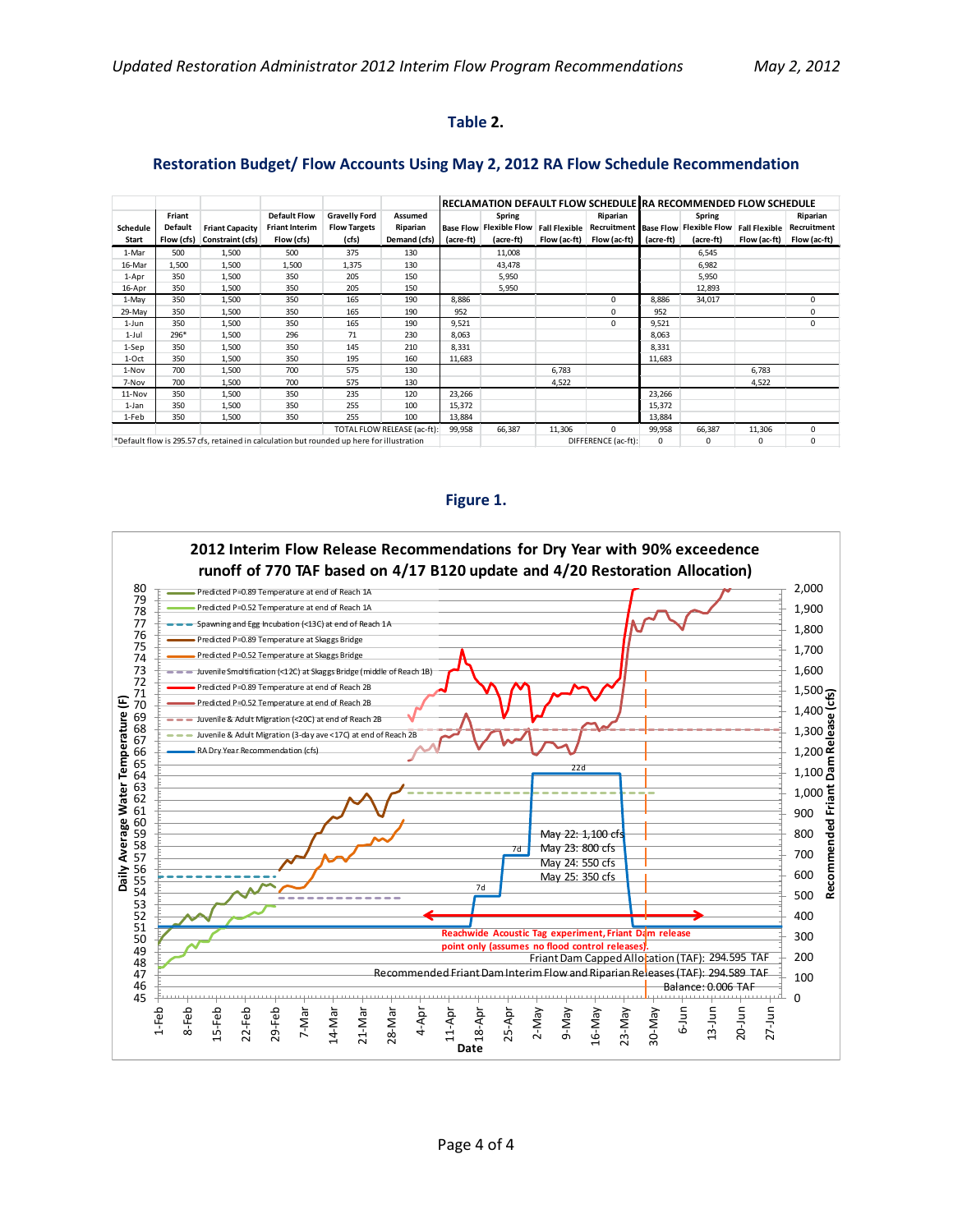**Table 2.**

**Restoration Budget/ Flow Accounts Using May 2, 2012 RA Flow Schedule Recommendation**

| | | | | | | RECLAMATION DEFAULT FLOW SCHEDULE | | | | RA RECOMMENDED FLOW SCHEDULE | | | |
|---|---|---|---|---|---|---|---|---|---|---|---|---|---|
| Schedule Start | Friant Default Flow (cfs) | Friant Capacity Constraint (cfs) | Default Flow Friant Interim Flow (cfs) | Gravelly Ford Flow Targets (cfs) | Assumed Riparian Demand (cfs) | Base Flow (acre-ft) | Spring Flexible Flow (acre-ft) | Fall Flexible Flow (ac-ft) | Riparian Recruitment Flow (ac-ft) | Base Flow (acre-ft) | Spring Flexible Flow (acre-ft) | Fall Flexible Flow (ac-ft) | Riparian Recruitment Flow (ac-ft) |
| 1-Mar | 500 | 1,500 | 500 | 375 | 130 | | 11,008 | | | | 6,545 | | |
| 16-Mar | 1,500 | 1,500 | 1,500 | 1,375 | 130 | | 43,478 | | | | 6,982 | | |
| 1-Apr | 350 | 1,500 | 350 | 205 | 150 | | 5,950 | | | | 5,950 | | |
| 16-Apr | 350 | 1,500 | 350 | 205 | 150 | | 5,950 | | | | 12,893 | | |
| 1-May | 350 | 1,500 | 350 | 165 | 190 | 8,886 | | | 0 | 8,886 | 34,017 | | 0 |
| 29-May | 350 | 1,500 | 350 | 165 | 190 | 952 | | | 0 | 952 | | | 0 |
| 1-Jun | 350 | 1,500 | 350 | 165 | 190 | 9,521 | | | 0 | 9,521 | | | 0 |
| 1-Jul | 296* | 1,500 | 296 | 71 | 230 | 8,063 | | | | 8,063 | | | |
| 1-Sep | 350 | 1,500 | 350 | 145 | 210 | 8,331 | | | | 8,331 | | | |
| 1-Oct | 350 | 1,500 | 350 | 195 | 160 | 11,683 | | | | 11,683 | | | |
| 1-Nov | 700 | 1,500 | 700 | 575 | 130 | | | 6,783 | | | | 6,783 | |
| 7-Nov | 700 | 1,500 | 700 | 575 | 130 | | | 4,522 | | | | 4,522 | |
| 11-Nov | 350 | 1,500 | 350 | 235 | 120 | 23,266 | | | | 23,266 | | | |
| 1-Jan | 350 | 1,500 | 350 | 255 | 100 | 15,372 | | | | 15,372 | | | |
| 1-Feb | 350 | 1,500 | 350 | 255 | 100 | 13,884 | | | | 13,884 | | | |
| | | | | TOTAL FLOW RELEASE (ac-ft): | | 99,958 | 66,387 | 11,306 | 0 | 99,958 | 66,387 | 11,306 | 0 |
| | | | | | DIFFERENCE (ac-ft): | | | | | 0 | 0 | 0 | 0 |

*Default flow is 295.57 cfs, retained in calculation but rounded up here for illustration

**Figure 1.**

2012 Interim Flow Release Recommendations for Dry Year with 90% exceedence runoff of 770 TAF based on 4/17 B120 update and 4/20 Restoration Allocation)

Predicted P=0.89 Temperature at end of Reach 1A
Predicted P=0.52 Temperature at end of Reach 1A
Spawning and Egg Incubation (<13C) at end of Reach 1A
Predicted P=0.89 Temperature at Skaggs Bridge
Predicted P=0.52 Temperature at Skaggs Bridge
Juvenile Smoltification (<12C) at Skaggs Bridge (middle of Reach 1B)
Predicted P=0.89 Temperature at end of Reach 2B
Predicted P=0.52 Temperature at end of Reach 2B
Juvenile & Adult Migration (<20C) at end of Reach 2B
Juvenile & Adult Migration (3-day ave <17C) at end of Reach 2B
RA Dry Year Recommendation (cfs)

22d
7d
7d

May 22: 1,100 cfs
May 23: 800 cfs
May 24: 550 cfs
May 25: 350 cfs

Reachwide Acoustic Tag experiment, Friant Dam release point only (assumes no flood control releases).

Friant Dam Capped Allocation (TAF): 294.595 TAF
Recommended Friant Dam Interim Flow and Riparian Releases (TAF): 294.589 TAF
Balance: 0.006 TAF

Daily Average Water Temperature (F)
Recommended Friant Dam Release (cfs)
Date

1-Feb, 8-Feb, 15-Feb, 22-Feb, 29-Feb, 7-Mar, 14-Mar, 21-Mar, 28-Mar, 4-Apr, 11-Apr, 18-Apr, 25-Apr, 2-May, 9-May, 16-May, 23-May, 30-May, 6-Jun, 13-Jun, 20-Jun, 27-Jun